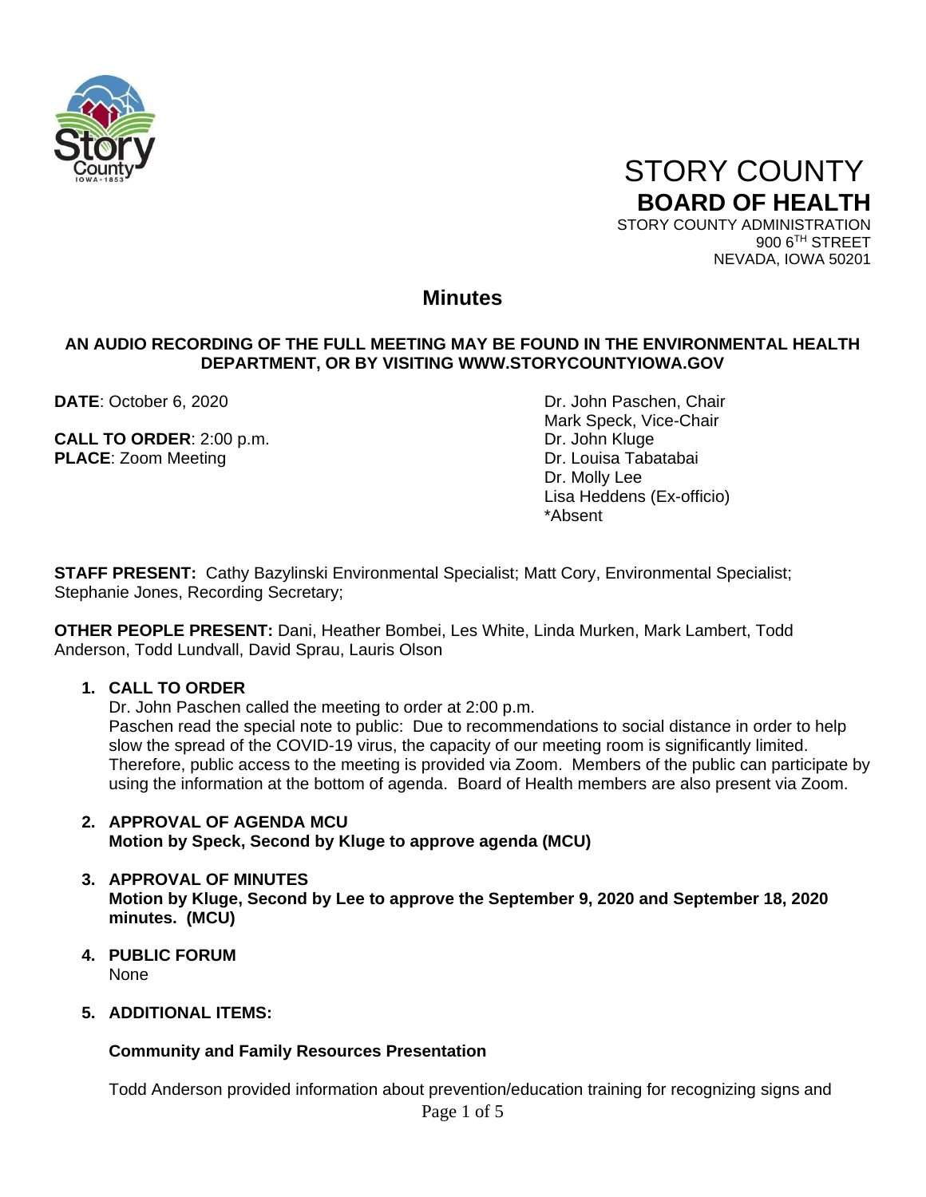# STORY COUNTY

## BOARD OF HEALTH

STORY COUNTY ADMINISTRATION
900 6TH STREET
NEVADA, IOWA 50201

## Minutes

**AN AUDIO RECORDING OF THE FULL MEETING MAY BE FOUND IN THE ENVIRONMENTAL HEALTH DEPARTMENT, OR BY VISITING WWW.STORYCOUNTYIOWA.GOV**

**DATE**: October 6, 2020

**CALL TO ORDER**: 2:00 p.m.
**PLACE**: Zoom Meeting

Dr. John Paschen, Chair
Mark Speck, Vice-Chair
Dr. John Kluge
Dr. Louisa Tabatabai
Dr. Molly Lee
Lisa Heddens (Ex-officio)
*Absent

**STAFF PRESENT:** Cathy Bazylinski Environmental Specialist; Matt Cory, Environmental Specialist; Stephanie Jones, Recording Secretary;

**OTHER PEOPLE PRESENT:** Dani, Heather Bombei, Les White, Linda Murken, Mark Lambert, Todd Anderson, Todd Lundvall, David Sprau, Lauris Olson

1. **CALL TO ORDER**
   Dr. John Paschen called the meeting to order at 2:00 p.m.
   Paschen read the special note to public: Due to recommendations to social distance in order to help slow the spread of the COVID-19 virus, the capacity of our meeting room is significantly limited. Therefore, public access to the meeting is provided via Zoom. Members of the public can participate by using the information at the bottom of agenda. Board of Health members are also present via Zoom.

2. **APPROVAL OF AGENDA MCU**
   **Motion by Speck, Second by Kluge to approve agenda (MCU)**

3. **APPROVAL OF MINUTES**
   **Motion by Kluge, Second by Lee to approve the September 9, 2020 and September 18, 2020 minutes. (MCU)**

4. **PUBLIC FORUM**
   None

5. **ADDITIONAL ITEMS:**

   **Community and Family Resources Presentation**

   Todd Anderson provided information about prevention/education training for recognizing signs and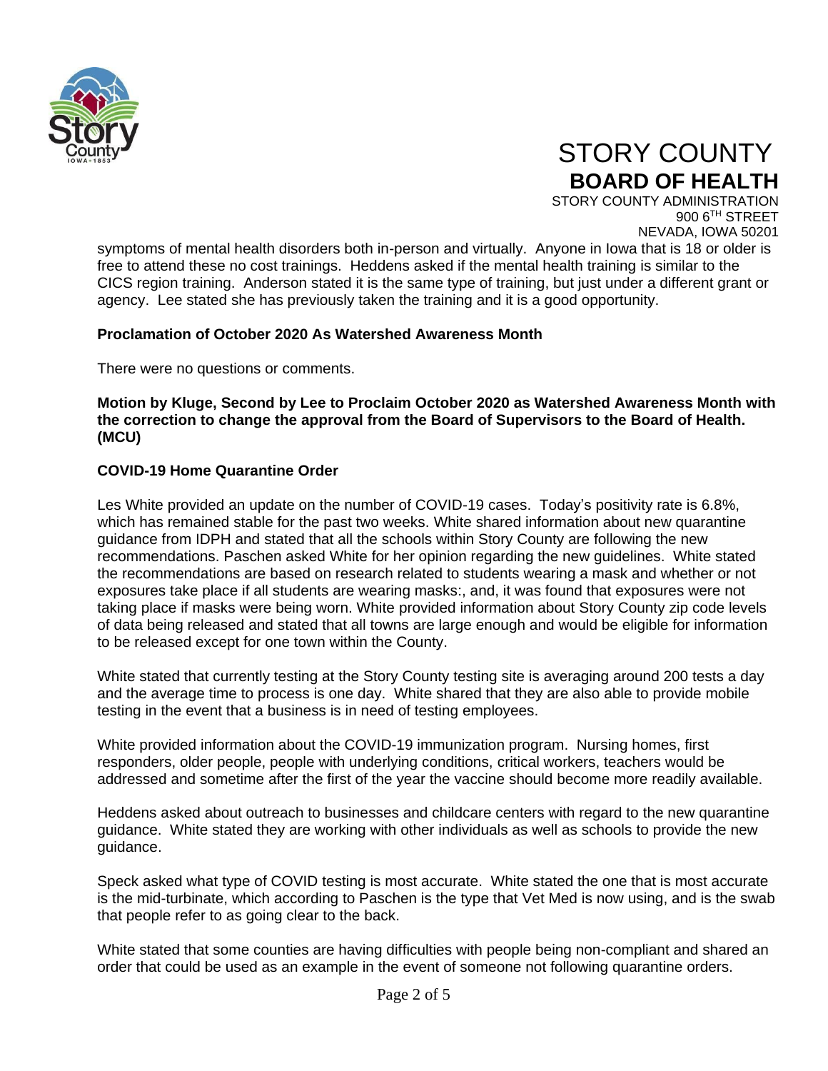symptoms of mental health disorders both in-person and virtually. Anyone in Iowa that is 18 or older is free to attend these no cost trainings. Heddens asked if the mental health training is similar to the CICS region training. Anderson stated it is the same type of training, but just under a different grant or agency. Lee stated she has previously taken the training and it is a good opportunity.

**Proclamation of October 2020 As Watershed Awareness Month**

There were no questions or comments.

**Motion by Kluge, Second by Lee to Proclaim October 2020 as Watershed Awareness Month with the correction to change the approval from the Board of Supervisors to the Board of Health. (MCU)**

**COVID-19 Home Quarantine Order**

Les White provided an update on the number of COVID-19 cases. Today's positivity rate is 6.8%, which has remained stable for the past two weeks. White shared information about new quarantine guidance from IDPH and stated that all the schools within Story County are following the new recommendations. Paschen asked White for her opinion regarding the new guidelines. White stated the recommendations are based on research related to students wearing a mask and whether or not exposures take place if all students are wearing masks:, and, it was found that exposures were not taking place if masks were being worn. White provided information about Story County zip code levels of data being released and stated that all towns are large enough and would be eligible for information to be released except for one town within the County.

White stated that currently testing at the Story County testing site is averaging around 200 tests a day and the average time to process is one day. White shared that they are also able to provide mobile testing in the event that a business is in need of testing employees.

White provided information about the COVID-19 immunization program. Nursing homes, first responders, older people, people with underlying conditions, critical workers, teachers would be addressed and sometime after the first of the year the vaccine should become more readily available.

Heddens asked about outreach to businesses and childcare centers with regard to the new quarantine guidance. White stated they are working with other individuals as well as schools to provide the new guidance.

Speck asked what type of COVID testing is most accurate. White stated the one that is most accurate is the mid-turbinate, which according to Paschen is the type that Vet Med is now using, and is the swab that people refer to as going clear to the back.

White stated that some counties are having difficulties with people being non-compliant and shared an order that could be used as an example in the event of someone not following quarantine orders.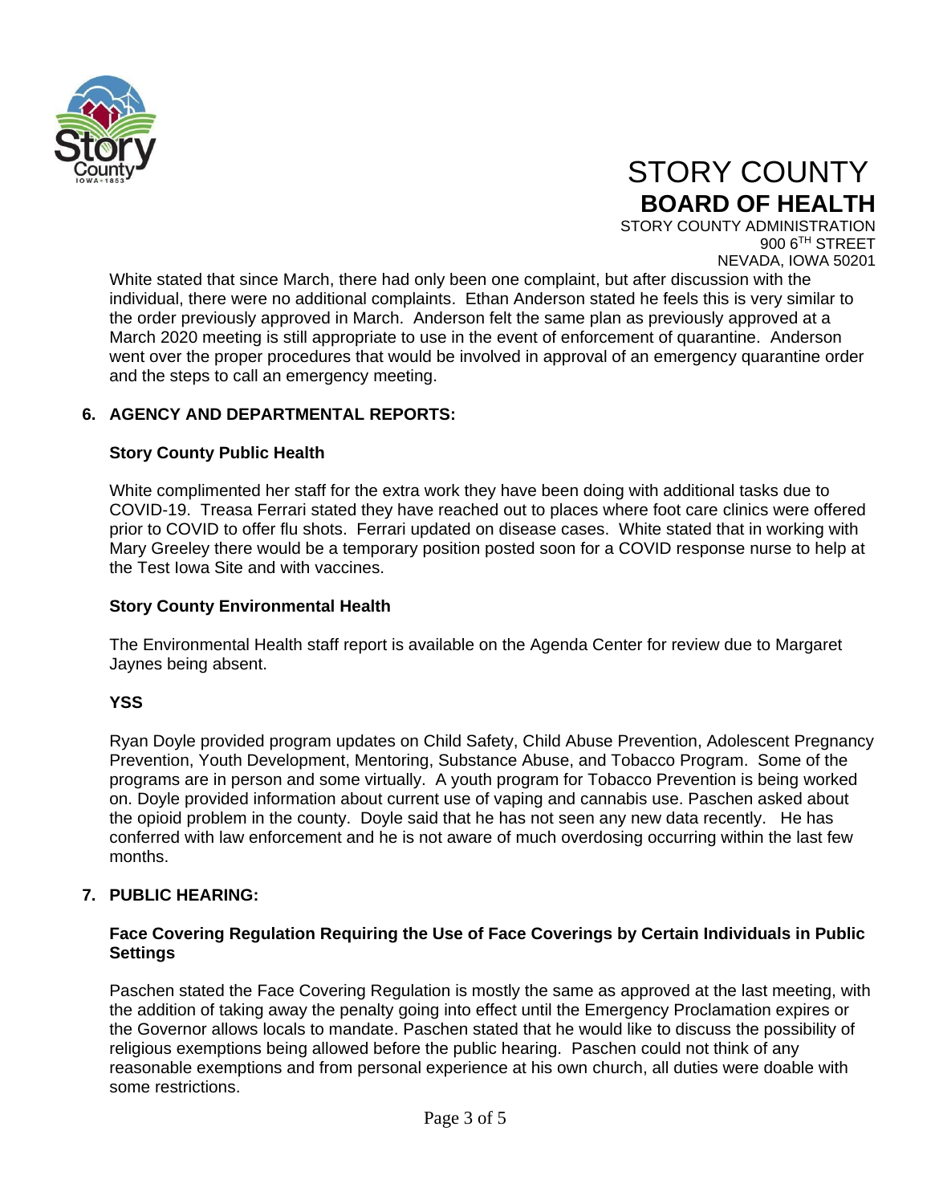White stated that since March, there had only been one complaint, but after discussion with the individual, there were no additional complaints. Ethan Anderson stated he feels this is very similar to the order previously approved in March. Anderson felt the same plan as previously approved at a March 2020 meeting is still appropriate to use in the event of enforcement of quarantine. Anderson went over the proper procedures that would be involved in approval of an emergency quarantine order and the steps to call an emergency meeting.

## 6. AGENCY AND DEPARTMENTAL REPORTS:

### Story County Public Health

White complimented her staff for the extra work they have been doing with additional tasks due to COVID-19. Treasa Ferrari stated they have reached out to places where foot care clinics were offered prior to COVID to offer flu shots. Ferrari updated on disease cases. White stated that in working with Mary Greeley there would be a temporary position posted soon for a COVID response nurse to help at the Test Iowa Site and with vaccines.

### Story County Environmental Health

The Environmental Health staff report is available on the Agenda Center for review due to Margaret Jaynes being absent.

### YSS

Ryan Doyle provided program updates on Child Safety, Child Abuse Prevention, Adolescent Pregnancy Prevention, Youth Development, Mentoring, Substance Abuse, and Tobacco Program. Some of the programs are in person and some virtually. A youth program for Tobacco Prevention is being worked on. Doyle provided information about current use of vaping and cannabis use. Paschen asked about the opioid problem in the county. Doyle said that he has not seen any new data recently. He has conferred with law enforcement and he is not aware of much overdosing occurring within the last few months.

## 7. PUBLIC HEARING:

### Face Covering Regulation Requiring the Use of Face Coverings by Certain Individuals in Public Settings

Paschen stated the Face Covering Regulation is mostly the same as approved at the last meeting, with the addition of taking away the penalty going into effect until the Emergency Proclamation expires or the Governor allows locals to mandate. Paschen stated that he would like to discuss the possibility of religious exemptions being allowed before the public hearing. Paschen could not think of any reasonable exemptions and from personal experience at his own church, all duties were doable with some restrictions.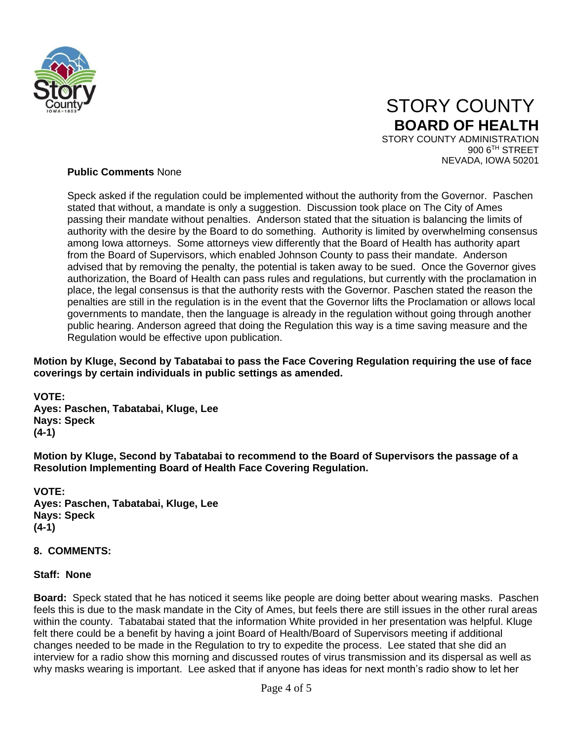STORY COUNTY
**BOARD OF HEALTH**
STORY COUNTY ADMINISTRATION
900 6TH STREET
NEVADA, IOWA 50201

**Public Comments** None

Speck asked if the regulation could be implemented without the authority from the Governor. Paschen stated that without, a mandate is only a suggestion. Discussion took place on The City of Ames passing their mandate without penalties. Anderson stated that the situation is balancing the limits of authority with the desire by the Board to do something. Authority is limited by overwhelming consensus among Iowa attorneys. Some attorneys view differently that the Board of Health has authority apart from the Board of Supervisors, which enabled Johnson County to pass their mandate. Anderson advised that by removing the penalty, the potential is taken away to be sued. Once the Governor gives authorization, the Board of Health can pass rules and regulations, but currently with the proclamation in place, the legal consensus is that the authority rests with the Governor. Paschen stated the reason the penalties are still in the regulation is in the event that the Governor lifts the Proclamation or allows local governments to mandate, then the language is already in the regulation without going through another public hearing. Anderson agreed that doing the Regulation this way is a time saving measure and the Regulation would be effective upon publication.

**Motion by Kluge, Second by Tabatabai to pass the Face Covering Regulation requiring the use of face coverings by certain individuals in public settings as amended.**

**VOTE:**
**Ayes: Paschen, Tabatabai, Kluge, Lee**
**Nays: Speck**
**(4-1)**

**Motion by Kluge, Second by Tabatabai to recommend to the Board of Supervisors the passage of a Resolution Implementing Board of Health Face Covering Regulation.**

**VOTE:**
**Ayes: Paschen, Tabatabai, Kluge, Lee**
**Nays: Speck**
**(4-1)**

**8. COMMENTS:**

**Staff: None**

**Board:** Speck stated that he has noticed it seems like people are doing better about wearing masks. Paschen feels this is due to the mask mandate in the City of Ames, but feels there are still issues in the other rural areas within the county. Tabatabai stated that the information White provided in her presentation was helpful. Kluge felt there could be a benefit by having a joint Board of Health/Board of Supervisors meeting if additional changes needed to be made in the Regulation to try to expedite the process. Lee stated that she did an interview for a radio show this morning and discussed routes of virus transmission and its dispersal as well as why masks wearing is important. Lee asked that if anyone has ideas for next month's radio show to let her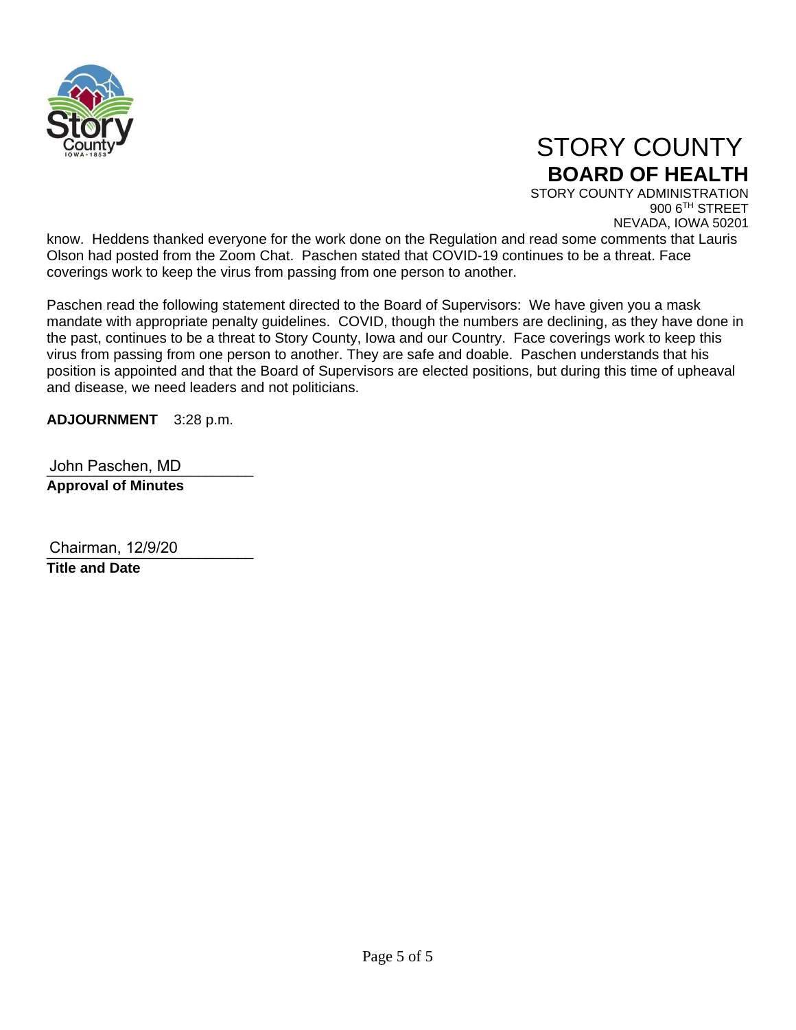know. Heddens thanked everyone for the work done on the Regulation and read some comments that Lauris Olson had posted from the Zoom Chat. Paschen stated that COVID-19 continues to be a threat. Face coverings work to keep the virus from passing from one person to another.

Paschen read the following statement directed to the Board of Supervisors: We have given you a mask mandate with appropriate penalty guidelines. COVID, though the numbers are declining, as they have done in the past, continues to be a threat to Story County, Iowa and our Country. Face coverings work to keep this virus from passing from one person to another. They are safe and doable. Paschen understands that his position is appointed and that the Board of Supervisors are elected positions, but during this time of upheaval and disease, we need leaders and not politicians.

**ADJOURNMENT** 3:28 p.m.

John Paschen, MD

**Approval of Minutes**

Chairman, 12/9/20

**Title and Date**